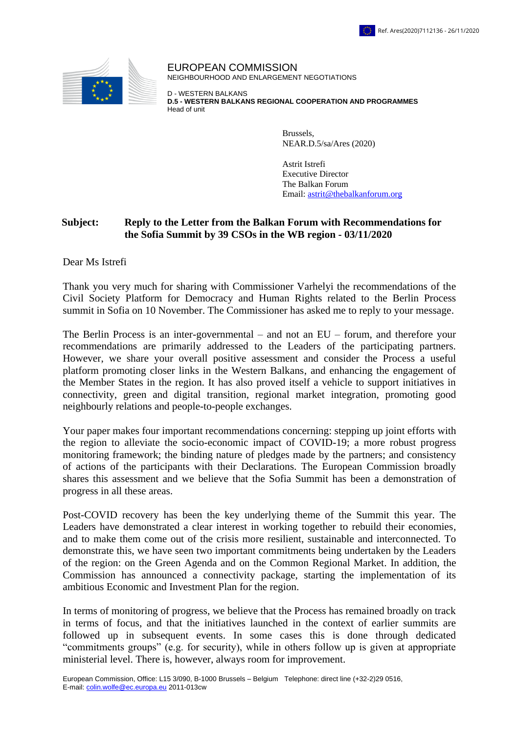Ref. Ares(2020)7112136 - 26/11/2020

EUROPEAN COMMISSION
NEIGHBOURHOOD AND ENLARGEMENT NEGOTIATIONS

D - WESTERN BALKANS
**D.5 - WESTERN BALKANS REGIONAL COOPERATION AND PROGRAMMES**
Head of unit

Brussels,
NEAR.D.5/sa/Ares (2020)

Astrit Istrefi
Executive Director
The Balkan Forum
Email: astrit@thebalkanforum.org

**Subject: Reply to the Letter from the Balkan Forum with Recommendations for the Sofia Summit by 39 CSOs in the WB region - 03/11/2020**

Dear Ms Istrefi

Thank you very much for sharing with Commissioner Varhelyi the recommendations of the Civil Society Platform for Democracy and Human Rights related to the Berlin Process summit in Sofia on 10 November. The Commissioner has asked me to reply to your message.

The Berlin Process is an inter-governmental – and not an EU – forum, and therefore your recommendations are primarily addressed to the Leaders of the participating partners. However, we share your overall positive assessment and consider the Process a useful platform promoting closer links in the Western Balkans, and enhancing the engagement of the Member States in the region. It has also proved itself a vehicle to support initiatives in connectivity, green and digital transition, regional market integration, promoting good neighbourly relations and people-to-people exchanges.

Your paper makes four important recommendations concerning: stepping up joint efforts with the region to alleviate the socio-economic impact of COVID-19; a more robust progress monitoring framework; the binding nature of pledges made by the partners; and consistency of actions of the participants with their Declarations. The European Commission broadly shares this assessment and we believe that the Sofia Summit has been a demonstration of progress in all these areas.

Post-COVID recovery has been the key underlying theme of the Summit this year. The Leaders have demonstrated a clear interest in working together to rebuild their economies, and to make them come out of the crisis more resilient, sustainable and interconnected. To demonstrate this, we have seen two important commitments being undertaken by the Leaders of the region: on the Green Agenda and on the Common Regional Market. In addition, the Commission has announced a connectivity package, starting the implementation of its ambitious Economic and Investment Plan for the region.

In terms of monitoring of progress, we believe that the Process has remained broadly on track in terms of focus, and that the initiatives launched in the context of earlier summits are followed up in subsequent events. In some cases this is done through dedicated "commitments groups" (e.g. for security), while in others follow up is given at appropriate ministerial level. There is, however, always room for improvement.

European Commission, Office: L15 3/090, B-1000 Brussels – Belgium Telephone: direct line (+32-2)29 0516,
E-mail: colin.wolfe@ec.europa.eu 2011-013cw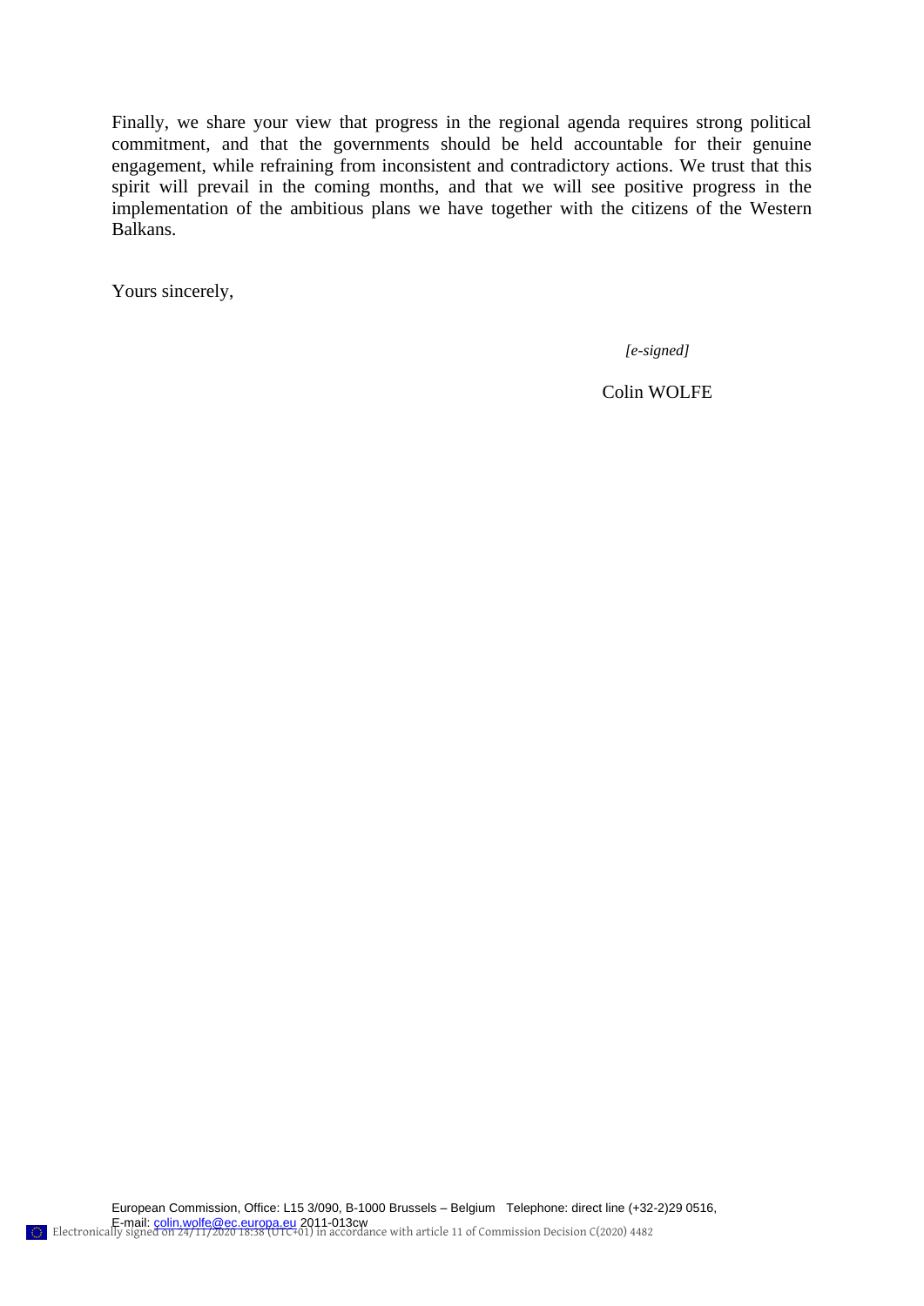Finally, we share your view that progress in the regional agenda requires strong political commitment, and that the governments should be held accountable for their genuine engagement, while refraining from inconsistent and contradictory actions. We trust that this spirit will prevail in the coming months, and that we will see positive progress in the implementation of the ambitious plans we have together with the citizens of the Western Balkans.

Yours sincerely,

*[e-signed]*

Colin WOLFE

European Commission, Office: L15 3/090, B-1000 Brussels – Belgium Telephone: direct line (+32-2)29 0516, E-mail: colin.wolfe@ec.europa.eu 2011-013cw

Electronically signed on 24/11/2020 18:38 (UTC+01) in accordance with article 11 of Commission Decision C(2020) 4482